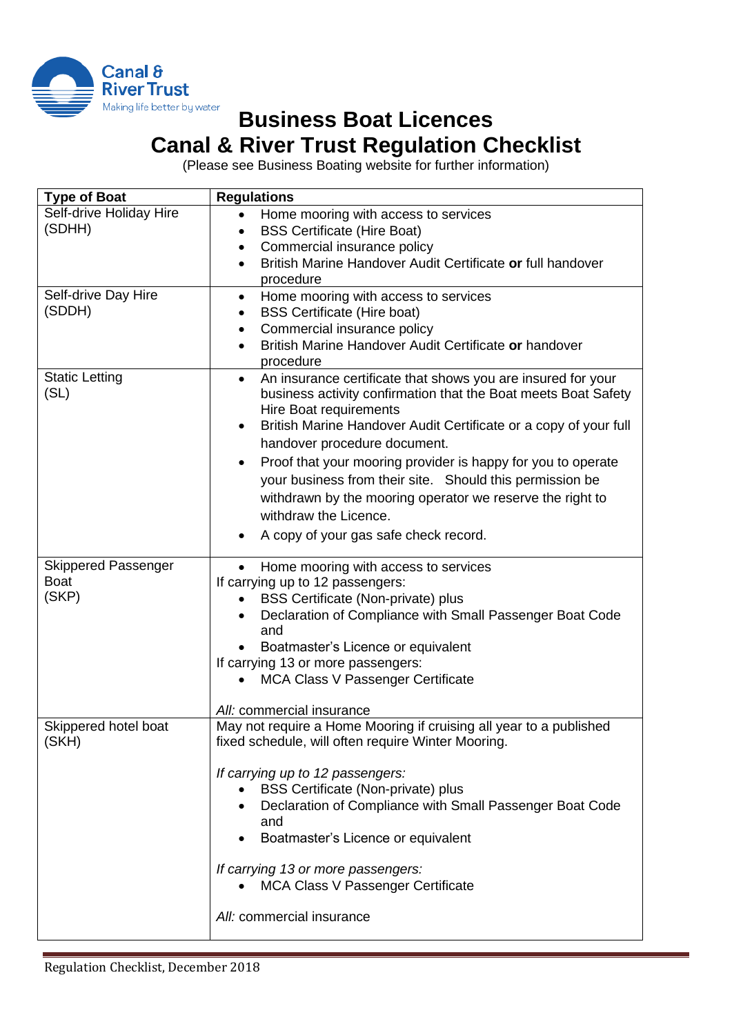Canal & River Trust
Making life better by water

# Business Boat Licences
# Canal & River Trust Regulation Checklist

(Please see Business Boating website for further information)

| Type of Boat | Regulations |
|---|---|
| Self-drive Holiday Hire (SDHH) | • Home mooring with access to services<br>• BSS Certificate (Hire Boat)<br>• Commercial insurance policy<br>• British Marine Handover Audit Certificate **or** full handover procedure |
| Self-drive Day Hire (SDDH) | • Home mooring with access to services<br>• BSS Certificate (Hire boat)<br>• Commercial insurance policy<br>• British Marine Handover Audit Certificate **or** handover procedure |
| Static Letting (SL) | • An insurance certificate that shows you are insured for your business activity confirmation that the Boat meets Boat Safety Hire Boat requirements<br>• British Marine Handover Audit Certificate or a copy of your full handover procedure document.<br>• Proof that your mooring provider is happy for you to operate your business from their site. Should this permission be withdrawn by the mooring operator we reserve the right to withdraw the Licence.<br>• A copy of your gas safe check record. |
| Skippered Passenger Boat (SKP) | • Home mooring with access to services<br>If carrying up to 12 passengers:<br>• BSS Certificate (Non-private) plus<br>• Declaration of Compliance with Small Passenger Boat Code and<br>• Boatmaster's Licence or equivalent<br>If carrying 13 or more passengers:<br>• MCA Class V Passenger Certificate<br><br>*All:* commercial insurance |
| Skippered hotel boat (SKH) | May not require a Home Mooring if cruising all year to a published fixed schedule, will often require Winter Mooring.<br><br>*If carrying up to 12 passengers:*<br>• BSS Certificate (Non-private) plus<br>• Declaration of Compliance with Small Passenger Boat Code and<br>• Boatmaster's Licence or equivalent<br><br>*If carrying 13 or more passengers:*<br>• MCA Class V Passenger Certificate<br><br>*All:* commercial insurance |

Regulation Checklist, December 2018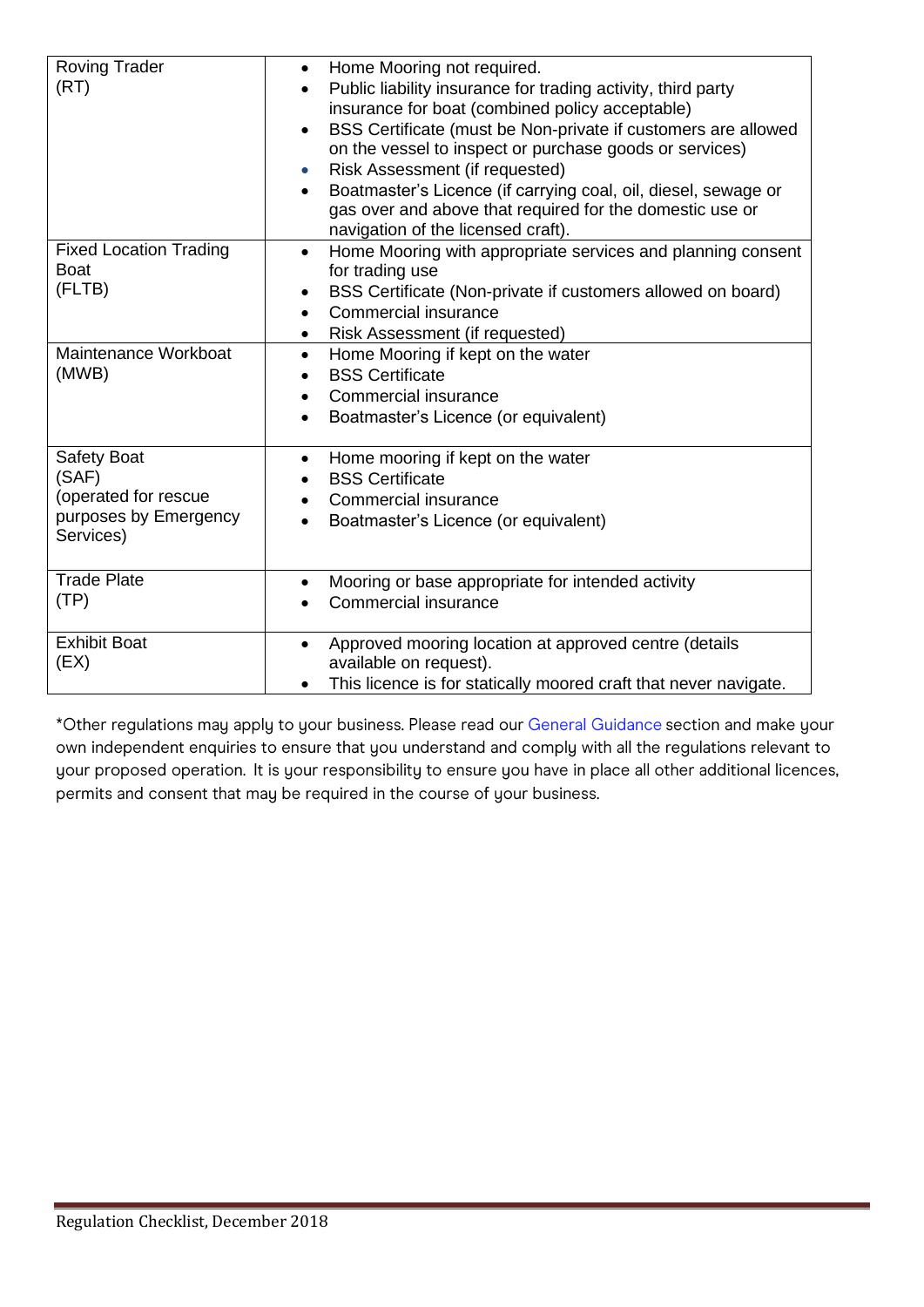| | |
|---|---|
| Roving Trader<br>(RT) | • Home Mooring not required.<br>• Public liability insurance for trading activity, third party insurance for boat (combined policy acceptable)<br>• BSS Certificate (must be Non-private if customers are allowed on the vessel to inspect or purchase goods or services)<br>• Risk Assessment (if requested)<br>• Boatmaster's Licence (if carrying coal, oil, diesel, sewage or gas over and above that required for the domestic use or navigation of the licensed craft). |
| Fixed Location Trading Boat<br>(FLTB) | • Home Mooring with appropriate services and planning consent for trading use<br>• BSS Certificate (Non-private if customers allowed on board)<br>• Commercial insurance<br>• Risk Assessment (if requested) |
| Maintenance Workboat<br>(MWB) | • Home Mooring if kept on the water<br>• BSS Certificate<br>• Commercial insurance<br>• Boatmaster's Licence (or equivalent) |
| Safety Boat<br>(SAF)<br>(operated for rescue purposes by Emergency Services) | • Home mooring if kept on the water<br>• BSS Certificate<br>• Commercial insurance<br>• Boatmaster's Licence (or equivalent) |
| Trade Plate<br>(TP) | • Mooring or base appropriate for intended activity<br>• Commercial insurance |
| Exhibit Boat<br>(EX) | • Approved mooring location at approved centre (details available on request).<br>• This licence is for statically moored craft that never navigate. |

*Other regulations may apply to your business. Please read our General Guidance section and make your own independent enquiries to ensure that you understand and comply with all the regulations relevant to your proposed operation. It is your responsibility to ensure you have in place all other additional licences, permits and consent that may be required in the course of your business.